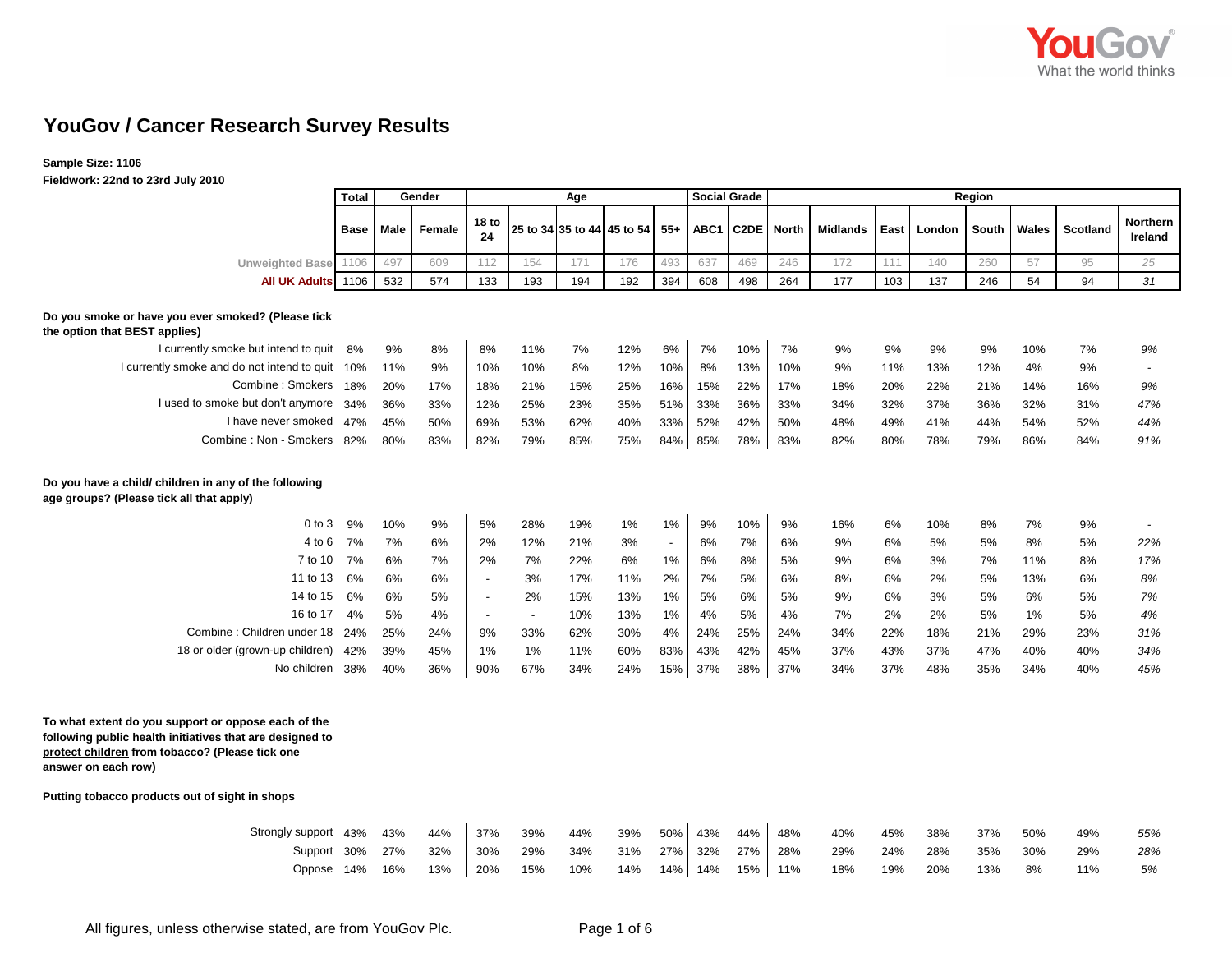# YouGov / Cancer Research Survey Results

**Sample Size: 1106**
**Fieldwork: 22nd to 23rd July 2010**

| | Total | Gender | | Age | | | | | Social Grade | | Region | | | | | | | |
|---|---|---|---|---|---|---|---|---|---|---|---|---|---|---|---|---|---|---|
| | Base | Male | Female | 18 to 24 | 25 to 34 | 35 to 44 | 45 to 54 | 55+ | ABC1 | C2DE | North | Midlands | East | London | South | Wales | Scotland | Northern Ireland |
| Unweighted Base | 1106 | 497 | 609 | 112 | 154 | 171 | 176 | 493 | 637 | 469 | 246 | 172 | 111 | 140 | 260 | 57 | 95 | 25 |
| All UK Adults | 1106 | 532 | 574 | 133 | 193 | 194 | 192 | 394 | 608 | 498 | 264 | 177 | 103 | 137 | 246 | 54 | 94 | 31 |
| **Do you smoke or have you ever smoked? (Please tick the option that BEST applies)** | | | | | | | | | | | | | | | | | | |
| I currently smoke but intend to quit | 8% | 9% | 8% | 8% | 11% | 7% | 12% | 6% | 7% | 10% | 7% | 9% | 9% | 9% | 9% | 10% | 7% | 9% |
| I currently smoke and do not intend to quit | 10% | 11% | 9% | 10% | 10% | 8% | 12% | 10% | 8% | 13% | 10% | 9% | 11% | 13% | 12% | 4% | 9% | - |
| Combine : Smokers | 18% | 20% | 17% | 18% | 21% | 15% | 25% | 16% | 15% | 22% | 17% | 18% | 20% | 22% | 21% | 14% | 16% | 9% |
| I used to smoke but don't anymore | 34% | 36% | 33% | 12% | 25% | 23% | 35% | 51% | 33% | 36% | 33% | 34% | 32% | 37% | 36% | 32% | 31% | 47% |
| I have never smoked | 47% | 45% | 50% | 69% | 53% | 62% | 40% | 33% | 52% | 42% | 50% | 48% | 49% | 41% | 44% | 54% | 52% | 44% |
| Combine : Non - Smokers | 82% | 80% | 83% | 82% | 79% | 85% | 75% | 84% | 85% | 78% | 83% | 82% | 80% | 78% | 79% | 86% | 84% | 91% |
| **Do you have a child/ children in any of the following age groups? (Please tick all that apply)** | | | | | | | | | | | | | | | | | | |
| 0 to 3 | 9% | 10% | 9% | 5% | 28% | 19% | 1% | 1% | 9% | 10% | 9% | 16% | 6% | 10% | 8% | 7% | 9% | - |
| 4 to 6 | 7% | 7% | 6% | 2% | 12% | 21% | 3% | - | 6% | 7% | 6% | 9% | 6% | 5% | 5% | 8% | 5% | 22% |
| 7 to 10 | 7% | 6% | 7% | 2% | 7% | 22% | 6% | 1% | 6% | 8% | 5% | 9% | 6% | 3% | 7% | 11% | 8% | 17% |
| 11 to 13 | 6% | 6% | 6% | - | 3% | 17% | 11% | 2% | 7% | 5% | 6% | 8% | 6% | 2% | 5% | 13% | 6% | 8% |
| 14 to 15 | 6% | 6% | 5% | - | 2% | 15% | 13% | 1% | 5% | 6% | 5% | 9% | 6% | 3% | 5% | 6% | 5% | 7% |
| 16 to 17 | 4% | 5% | 4% | - | - | 10% | 13% | 1% | 4% | 5% | 4% | 7% | 2% | 2% | 5% | 1% | 5% | 4% |
| Combine : Children under 18 | 24% | 25% | 24% | 9% | 33% | 62% | 30% | 4% | 24% | 25% | 24% | 34% | 22% | 18% | 21% | 29% | 23% | 31% |
| 18 or older (grown-up children) | 42% | 39% | 45% | 1% | 1% | 11% | 60% | 83% | 43% | 42% | 45% | 37% | 43% | 37% | 47% | 40% | 40% | 34% |
| No children | 38% | 40% | 36% | 90% | 67% | 34% | 24% | 15% | 37% | 38% | 37% | 34% | 37% | 48% | 35% | 34% | 40% | 45% |
| **To what extent do you support or oppose each of the following public health initiatives that are designed to protect children from tobacco? (Please tick one answer on each row)** | | | | | | | | | | | | | | | | | | |
| **Putting tobacco products out of sight in shops** | | | | | | | | | | | | | | | | | | |
| Strongly support | 43% | 43% | 44% | 37% | 39% | 44% | 39% | 50% | 43% | 44% | 48% | 40% | 45% | 38% | 37% | 50% | 49% | 55% |
| Support | 30% | 27% | 32% | 30% | 29% | 34% | 31% | 27% | 32% | 27% | 28% | 29% | 24% | 28% | 35% | 30% | 29% | 28% |
| Oppose | 14% | 16% | 13% | 20% | 15% | 10% | 14% | 14% | 14% | 15% | 11% | 18% | 19% | 20% | 13% | 8% | 11% | 5% |

All figures, unless otherwise stated, are from YouGov Plc.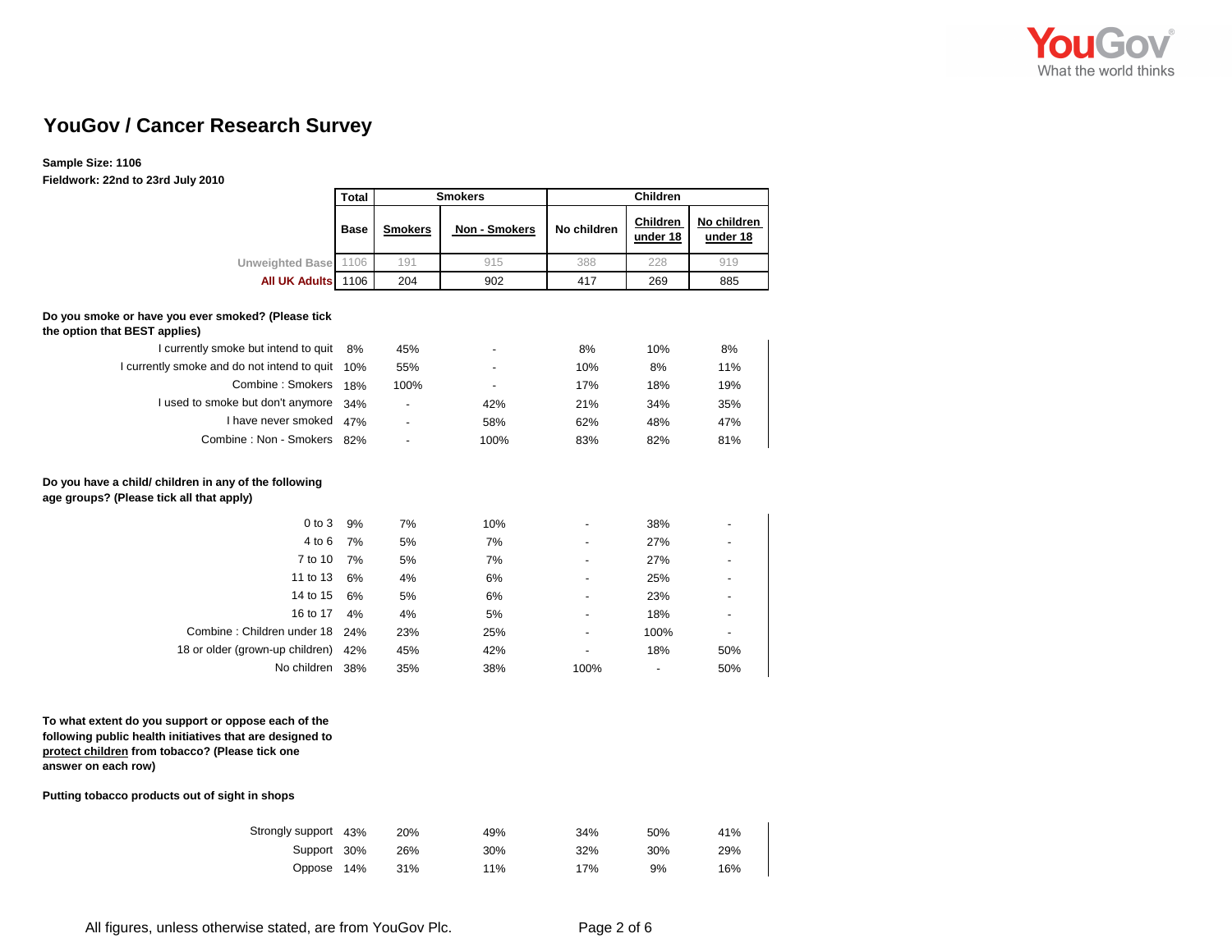# YouGov / Cancer Research Survey

**Sample Size: 1106**

**Fieldwork: 22nd to 23rd July 2010**

| | Total | Smokers | | Children | | |
|---|---|---|---|---|---|---|
| | Base | Smokers | Non - Smokers | No children | Children under 18 | No children under 18 |
| Unweighted Base | 1106 | 191 | 915 | 388 | 228 | 919 |
| All UK Adults | 1106 | 204 | 902 | 417 | 269 | 885 |
| **Do you smoke or have you ever smoked? (Please tick the option that BEST applies)** | | | | | | |
| I currently smoke but intend to quit | 8% | 45% | - | 8% | 10% | 8% |
| I currently smoke and do not intend to quit | 10% | 55% | - | 10% | 8% | 11% |
| Combine : Smokers | 18% | 100% | - | 17% | 18% | 19% |
| I used to smoke but don't anymore | 34% | - | 42% | 21% | 34% | 35% |
| I have never smoked | 47% | - | 58% | 62% | 48% | 47% |
| Combine : Non - Smokers | 82% | - | 100% | 83% | 82% | 81% |
| **Do you have a child/ children in any of the following age groups? (Please tick all that apply)** | | | | | | |
| 0 to 3 | 9% | 7% | 10% | - | 38% | - |
| 4 to 6 | 7% | 5% | 7% | - | 27% | - |
| 7 to 10 | 7% | 5% | 7% | - | 27% | - |
| 11 to 13 | 6% | 4% | 6% | - | 25% | - |
| 14 to 15 | 6% | 5% | 6% | - | 23% | - |
| 16 to 17 | 4% | 4% | 5% | - | 18% | - |
| Combine : Children under 18 | 24% | 23% | 25% | - | 100% | - |
| 18 or older (grown-up children) | 42% | 45% | 42% | - | 18% | 50% |
| No children | 38% | 35% | 38% | 100% | - | 50% |
| **To what extent do you support or oppose each of the following public health initiatives that are designed to protect children from tobacco? (Please tick one answer on each row)** | | | | | | |
| **Putting tobacco products out of sight in shops** | | | | | | |
| Strongly support | 43% | 20% | 49% | 34% | 50% | 41% |
| Support | 30% | 26% | 30% | 32% | 30% | 29% |
| Oppose | 14% | 31% | 11% | 17% | 9% | 16% |

All figures, unless otherwise stated, are from YouGov Plc.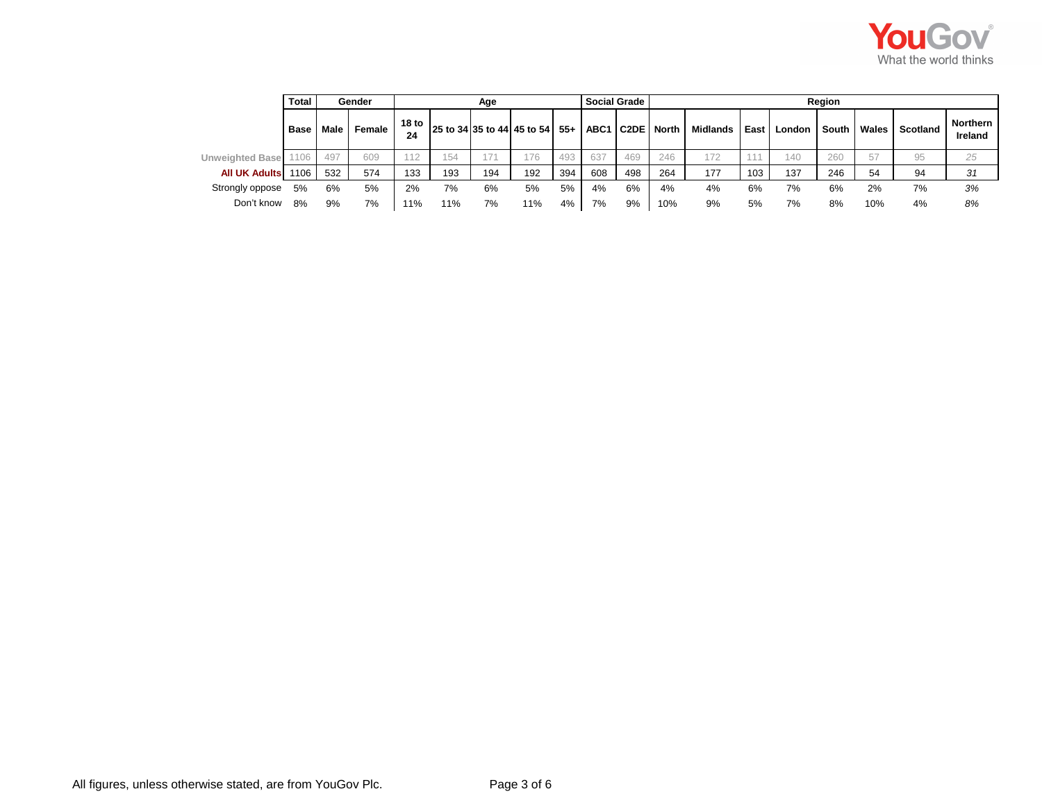| | Total | Gender | | Age | | | | | Social Grade | | Region | | | | | | | |
|---|---|---|---|---|---|---|---|---|---|---|---|---|---|---|---|---|---|---|
| | Base | Male | Female | 18 to 24 | 25 to 34 | 35 to 44 | 45 to 54 | 55+ | ABC1 | C2DE | North | Midlands | East | London | South | Wales | Scotland | Northern Ireland |
| Unweighted Base | 1106 | 497 | 609 | 112 | 154 | 171 | 176 | 493 | 637 | 469 | 246 | 172 | 111 | 140 | 260 | 57 | 95 | *25* |
| **All UK Adults** | 1106 | 532 | 574 | 133 | 193 | 194 | 192 | 394 | 608 | 498 | 264 | 177 | 103 | 137 | 246 | 54 | 94 | *31* |
| Strongly oppose | 5% | 6% | 5% | 2% | 7% | 6% | 5% | 5% | 4% | 6% | 4% | 4% | 6% | 7% | 6% | 2% | 7% | *3%* |
| Don't know | 8% | 9% | 7% | 11% | 11% | 7% | 11% | 4% | 7% | 9% | 10% | 9% | 5% | 7% | 8% | 10% | 4% | *8%* |

All figures, unless otherwise stated, are from YouGov Plc.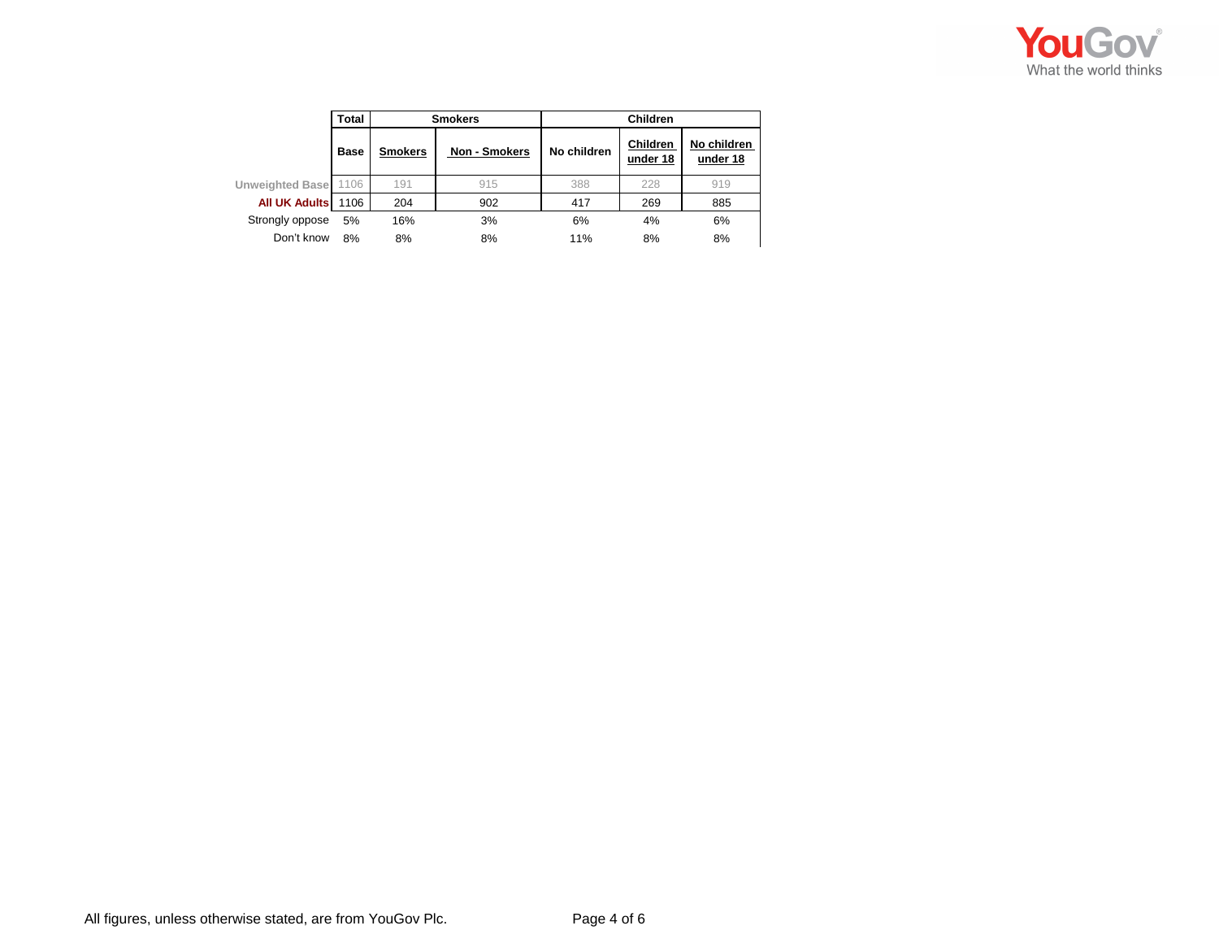| | Total | Smokers | | Children | | |
|---|---|---|---|---|---|---|
| | Base | Smokers | Non - Smokers | No children | Children under 18 | No children under 18 |
| Unweighted Base | 1106 | 191 | 915 | 388 | 228 | 919 |
| All UK Adults | 1106 | 204 | 902 | 417 | 269 | 885 |
| Strongly oppose | 5% | 16% | 3% | 6% | 4% | 6% |
| Don't know | 8% | 8% | 8% | 11% | 8% | 8% |

All figures, unless otherwise stated, are from YouGov Plc.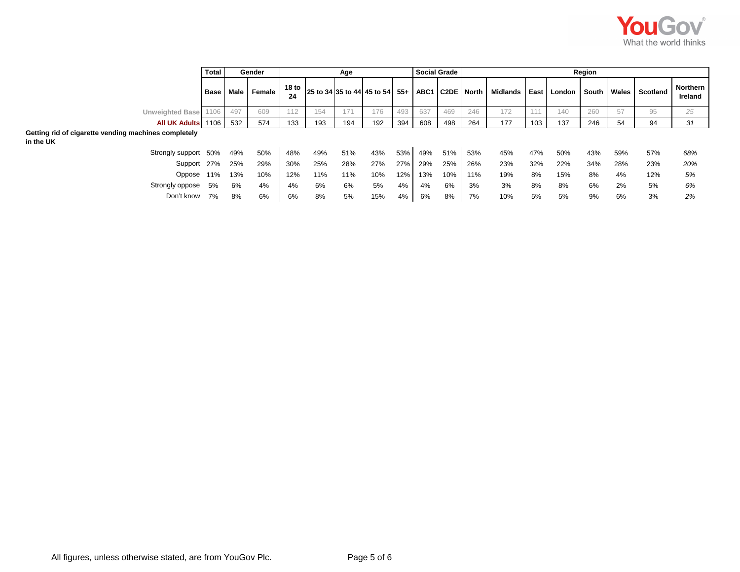| | Total | Gender | | Age | | | | | Social Grade | | Region | | | | | | | |
|---|---|---|---|---|---|---|---|---|---|---|---|---|---|---|---|---|---|---|
| | Base | Male | Female | 18 to 24 | 25 to 34 | 35 to 44 | 45 to 54 | 55+ | ABC1 | C2DE | North | Midlands | East | London | South | Wales | Scotland | Northern Ireland |
| Unweighted Base | 1106 | 497 | 609 | 112 | 154 | 171 | 176 | 493 | 637 | 469 | 246 | 172 | 111 | 140 | 260 | 57 | 95 | 25 |
| All UK Adults | 1106 | 532 | 574 | 133 | 193 | 194 | 192 | 394 | 608 | 498 | 264 | 177 | 103 | 137 | 246 | 54 | 94 | 31 |
| **Getting rid of cigarette vending machines completely in the UK** | | | | | | | | | | | | | | | | | | |
| Strongly support | 50% | 49% | 50% | 48% | 49% | 51% | 43% | 53% | 49% | 51% | 53% | 45% | 47% | 50% | 43% | 59% | 57% | 68% |
| Support | 27% | 25% | 29% | 30% | 25% | 28% | 27% | 27% | 29% | 25% | 26% | 23% | 32% | 22% | 34% | 28% | 23% | 20% |
| Oppose | 11% | 13% | 10% | 12% | 11% | 11% | 10% | 12% | 13% | 10% | 11% | 19% | 8% | 15% | 8% | 4% | 12% | 5% |
| Strongly oppose | 5% | 6% | 4% | 4% | 6% | 6% | 5% | 4% | 4% | 6% | 3% | 3% | 8% | 8% | 6% | 2% | 5% | 6% |
| Don't know | 7% | 8% | 6% | 6% | 8% | 5% | 15% | 4% | 6% | 8% | 7% | 10% | 5% | 5% | 9% | 6% | 3% | 2% |

All figures, unless otherwise stated, are from YouGov Plc.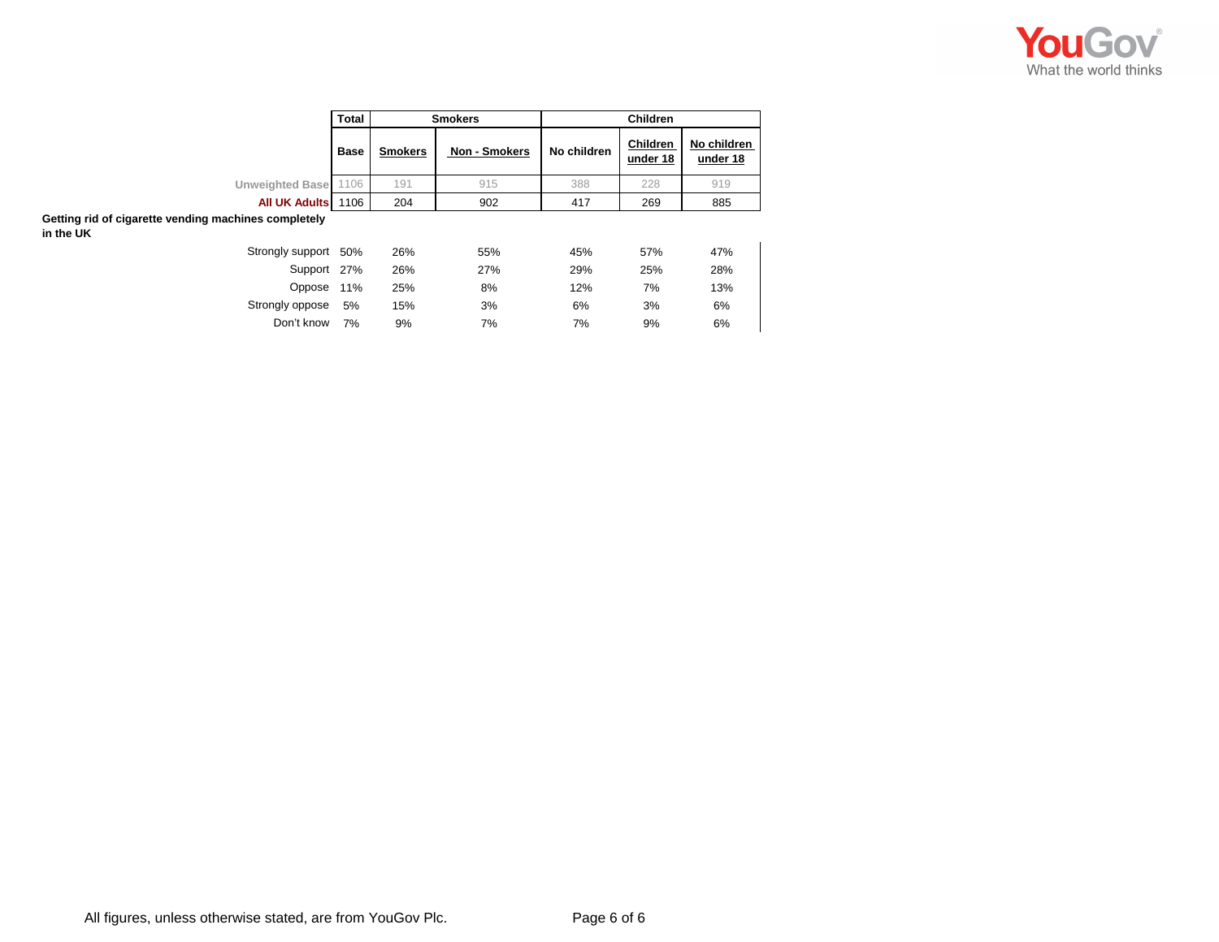| | Total | Smokers | | Children | | |
|---|---|---|---|---|---|---|
| | Base | Smokers | Non - Smokers | No children | Children under 18 | No children under 18 |
| Unweighted Base | 1106 | 191 | 915 | 388 | 228 | 919 |
| All UK Adults | 1106 | 204 | 902 | 417 | 269 | 885 |
| **Getting rid of cigarette vending machines completely in the UK** | | | | | | |
| Strongly support | 50% | 26% | 55% | 45% | 57% | 47% |
| Support | 27% | 26% | 27% | 29% | 25% | 28% |
| Oppose | 11% | 25% | 8% | 12% | 7% | 13% |
| Strongly oppose | 5% | 15% | 3% | 6% | 3% | 6% |
| Don't know | 7% | 9% | 7% | 7% | 9% | 6% |

All figures, unless otherwise stated, are from YouGov Plc.